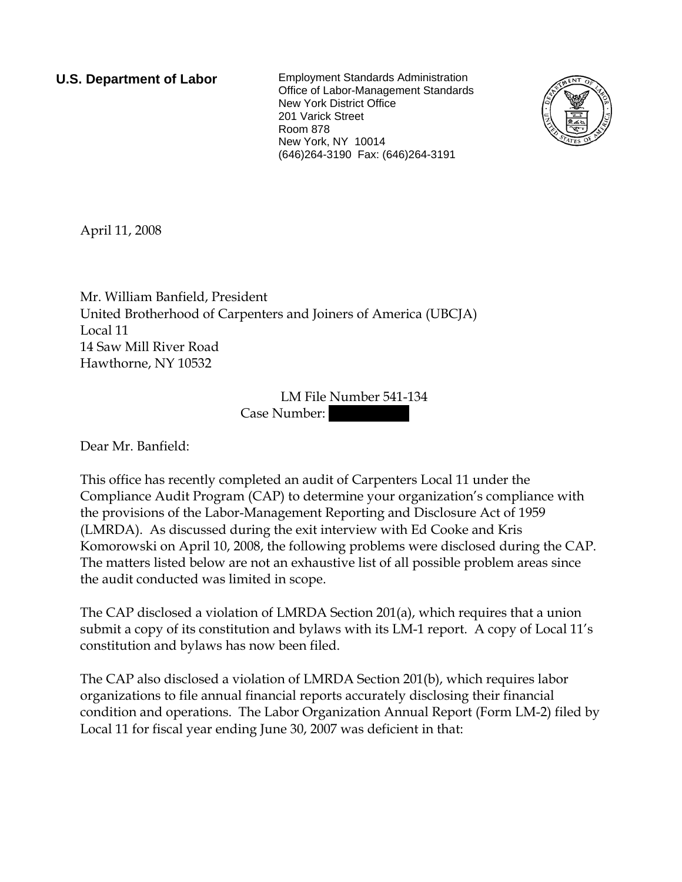**U.S. Department of Labor**

Employment Standards Administration
Office of Labor-Management Standards
New York District Office
201 Varick Street
Room 878
New York, NY 10014
(646)264-3190 Fax: (646)264-3191

April 11, 2008

Mr. William Banfield, President
United Brotherhood of Carpenters and Joiners of America (UBCJA)
Local 11
14 Saw Mill River Road
Hawthorne, NY 10532

LM File Number 541-134
Case Number: [redacted]

Dear Mr. Banfield:

This office has recently completed an audit of Carpenters Local 11 under the Compliance Audit Program (CAP) to determine your organization's compliance with the provisions of the Labor-Management Reporting and Disclosure Act of 1959 (LMRDA). As discussed during the exit interview with Ed Cooke and Kris Komorowski on April 10, 2008, the following problems were disclosed during the CAP. The matters listed below are not an exhaustive list of all possible problem areas since the audit conducted was limited in scope.

The CAP disclosed a violation of LMRDA Section 201(a), which requires that a union submit a copy of its constitution and bylaws with its LM-1 report. A copy of Local 11's constitution and bylaws has now been filed.

The CAP also disclosed a violation of LMRDA Section 201(b), which requires labor organizations to file annual financial reports accurately disclosing their financial condition and operations. The Labor Organization Annual Report (Form LM-2) filed by Local 11 for fiscal year ending June 30, 2007 was deficient in that: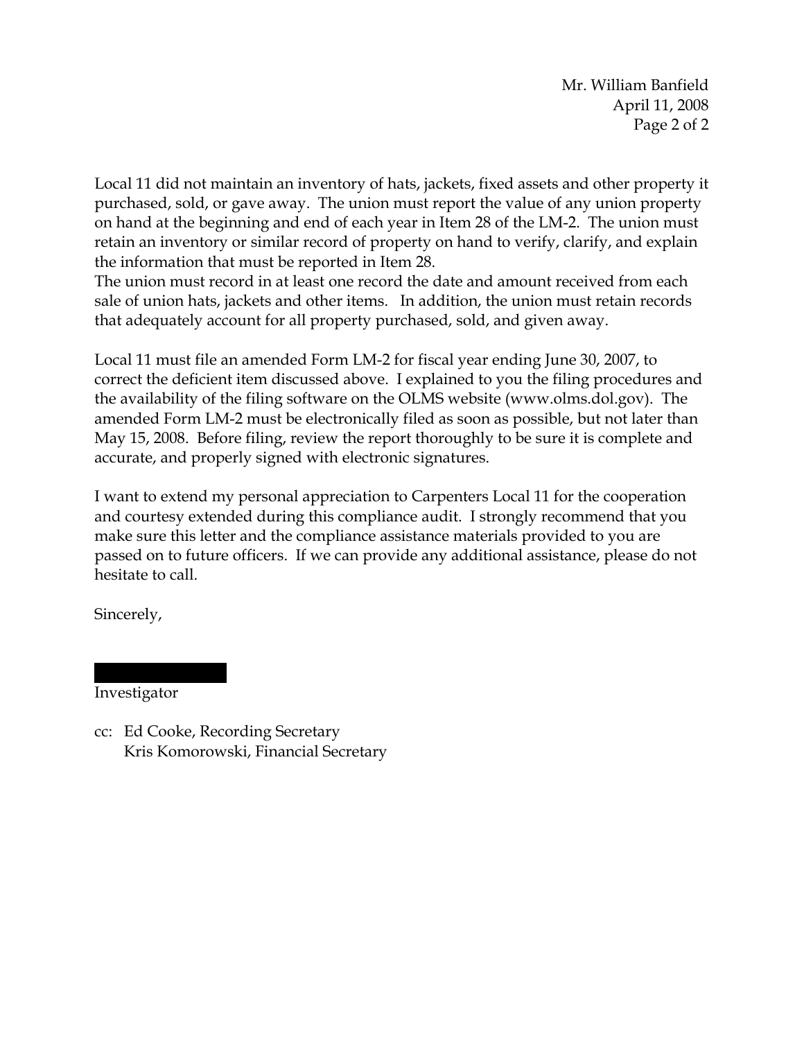Local 11 did not maintain an inventory of hats, jackets, fixed assets and other property it purchased, sold, or gave away. The union must report the value of any union property on hand at the beginning and end of each year in Item 28 of the LM-2. The union must retain an inventory or similar record of property on hand to verify, clarify, and explain the information that must be reported in Item 28.
The union must record in at least one record the date and amount received from each sale of union hats, jackets and other items. In addition, the union must retain records that adequately account for all property purchased, sold, and given away.

Local 11 must file an amended Form LM-2 for fiscal year ending June 30, 2007, to correct the deficient item discussed above. I explained to you the filing procedures and the availability of the filing software on the OLMS website (www.olms.dol.gov). The amended Form LM-2 must be electronically filed as soon as possible, but not later than May 15, 2008. Before filing, review the report thoroughly to be sure it is complete and accurate, and properly signed with electronic signatures.

I want to extend my personal appreciation to Carpenters Local 11 for the cooperation and courtesy extended during this compliance audit. I strongly recommend that you make sure this letter and the compliance assistance materials provided to you are passed on to future officers. If we can provide any additional assistance, please do not hesitate to call.

Sincerely,

Investigator

cc: Ed Cooke, Recording Secretary
Kris Komorowski, Financial Secretary